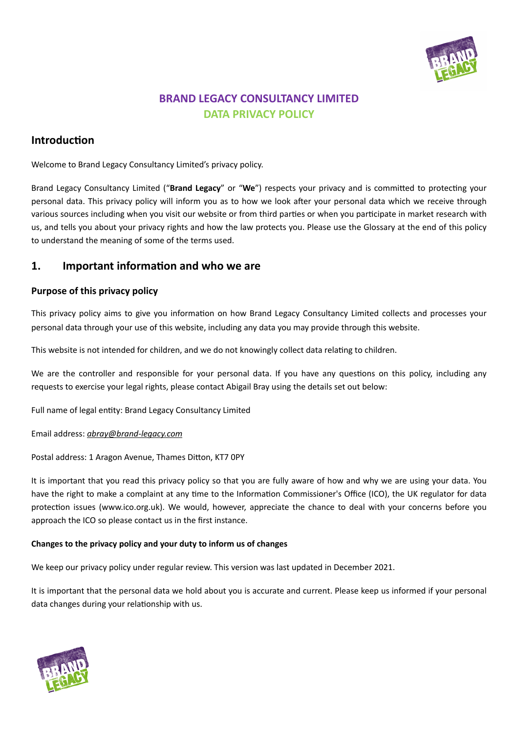# BRAND LEGACY CONSULTANCY LIMITED
## DATA PRIVACY POLICY

## Introduction

Welcome to Brand Legacy Consultancy Limited's privacy policy.

Brand Legacy Consultancy Limited ("**Brand Legacy**" or "**We**") respects your privacy and is committed to protecting your personal data. This privacy policy will inform you as to how we look after your personal data which we receive through various sources including when you visit our website or from third parties or when you participate in market research with us, and tells you about your privacy rights and how the law protects you. Please use the Glossary at the end of this policy to understand the meaning of some of the terms used.

## 1. Important information and who we are

### Purpose of this privacy policy

This privacy policy aims to give you information on how Brand Legacy Consultancy Limited collects and processes your personal data through your use of this website, including any data you may provide through this website.

This website is not intended for children, and we do not knowingly collect data relating to children.

We are the controller and responsible for your personal data. If you have any questions on this policy, including any requests to exercise your legal rights, please contact Abigail Bray using the details set out below:

Full name of legal entity: Brand Legacy Consultancy Limited

Email address: *abray@brand-legacy.com*

Postal address: 1 Aragon Avenue, Thames Ditton, KT7 0PY

It is important that you read this privacy policy so that you are fully aware of how and why we are using your data. You have the right to make a complaint at any time to the Information Commissioner's Office (ICO), the UK regulator for data protection issues (www.ico.org.uk). We would, however, appreciate the chance to deal with your concerns before you approach the ICO so please contact us in the first instance.

#### Changes to the privacy policy and your duty to inform us of changes

We keep our privacy policy under regular review. This version was last updated in December 2021.

It is important that the personal data we hold about you is accurate and current. Please keep us informed if your personal data changes during your relationship with us.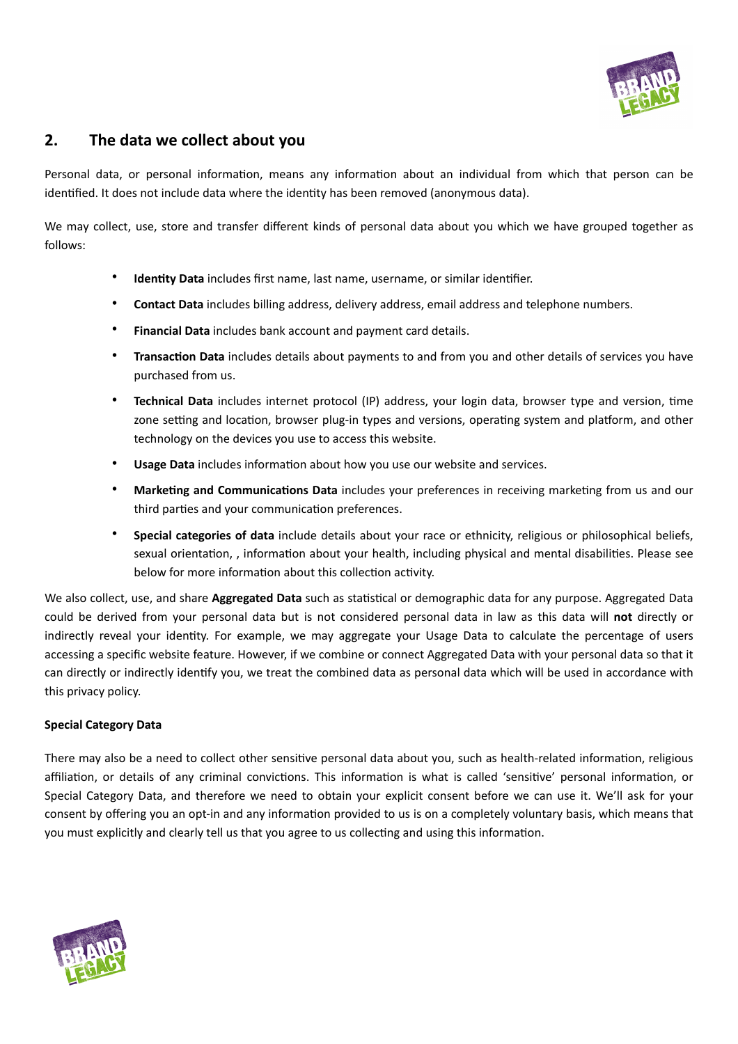## 2. The data we collect about you

Personal data, or personal information, means any information about an individual from which that person can be identified. It does not include data where the identity has been removed (anonymous data).

We may collect, use, store and transfer different kinds of personal data about you which we have grouped together as follows:

- **Identity Data** includes first name, last name, username, or similar identifier.
- **Contact Data** includes billing address, delivery address, email address and telephone numbers.
- **Financial Data** includes bank account and payment card details.
- **Transaction Data** includes details about payments to and from you and other details of services you have purchased from us.
- **Technical Data** includes internet protocol (IP) address, your login data, browser type and version, time zone setting and location, browser plug-in types and versions, operating system and platform, and other technology on the devices you use to access this website.
- **Usage Data** includes information about how you use our website and services.
- **Marketing and Communications Data** includes your preferences in receiving marketing from us and our third parties and your communication preferences.
- **Special categories of data** include details about your race or ethnicity, religious or philosophical beliefs, sexual orientation, , information about your health, including physical and mental disabilities. Please see below for more information about this collection activity.

We also collect, use, and share **Aggregated Data** such as statistical or demographic data for any purpose. Aggregated Data could be derived from your personal data but is not considered personal data in law as this data will **not** directly or indirectly reveal your identity. For example, we may aggregate your Usage Data to calculate the percentage of users accessing a specific website feature. However, if we combine or connect Aggregated Data with your personal data so that it can directly or indirectly identify you, we treat the combined data as personal data which will be used in accordance with this privacy policy.

**Special Category Data**

There may also be a need to collect other sensitive personal data about you, such as health-related information, religious affiliation, or details of any criminal convictions. This information is what is called 'sensitive' personal information, or Special Category Data, and therefore we need to obtain your explicit consent before we can use it. We'll ask for your consent by offering you an opt-in and any information provided to us is on a completely voluntary basis, which means that you must explicitly and clearly tell us that you agree to us collecting and using this information.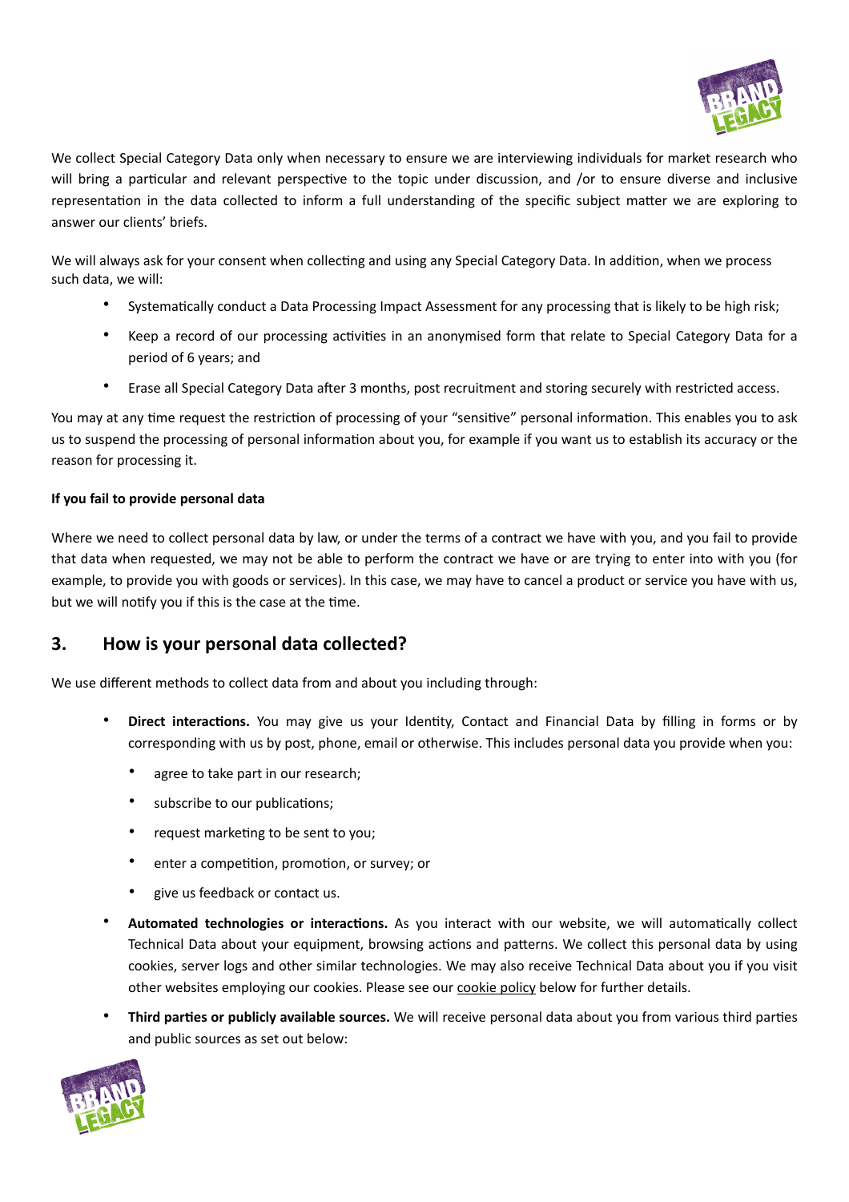We collect Special Category Data only when necessary to ensure we are interviewing individuals for market research who will bring a particular and relevant perspective to the topic under discussion, and /or to ensure diverse and inclusive representation in the data collected to inform a full understanding of the specific subject matter we are exploring to answer our clients' briefs.

We will always ask for your consent when collecting and using any Special Category Data. In addition, when we process such data, we will:

- Systematically conduct a Data Processing Impact Assessment for any processing that is likely to be high risk;
- Keep a record of our processing activities in an anonymised form that relate to Special Category Data for a period of 6 years; and
- Erase all Special Category Data after 3 months, post recruitment and storing securely with restricted access.

You may at any time request the restriction of processing of your "sensitive" personal information. This enables you to ask us to suspend the processing of personal information about you, for example if you want us to establish its accuracy or the reason for processing it.

**If you fail to provide personal data**

Where we need to collect personal data by law, or under the terms of a contract we have with you, and you fail to provide that data when requested, we may not be able to perform the contract we have or are trying to enter into with you (for example, to provide you with goods or services). In this case, we may have to cancel a product or service you have with us, but we will notify you if this is the case at the time.

## 3. How is your personal data collected?

We use different methods to collect data from and about you including through:

- **Direct interactions.** You may give us your Identity, Contact and Financial Data by filling in forms or by corresponding with us by post, phone, email or otherwise. This includes personal data you provide when you:
  - agree to take part in our research;
  - subscribe to our publications;
  - request marketing to be sent to you;
  - enter a competition, promotion, or survey; or
  - give us feedback or contact us.
- **Automated technologies or interactions.** As you interact with our website, we will automatically collect Technical Data about your equipment, browsing actions and patterns. We collect this personal data by using cookies, server logs and other similar technologies. We may also receive Technical Data about you if you visit other websites employing our cookies. Please see our cookie policy below for further details.
- **Third parties or publicly available sources.** We will receive personal data about you from various third parties and public sources as set out below: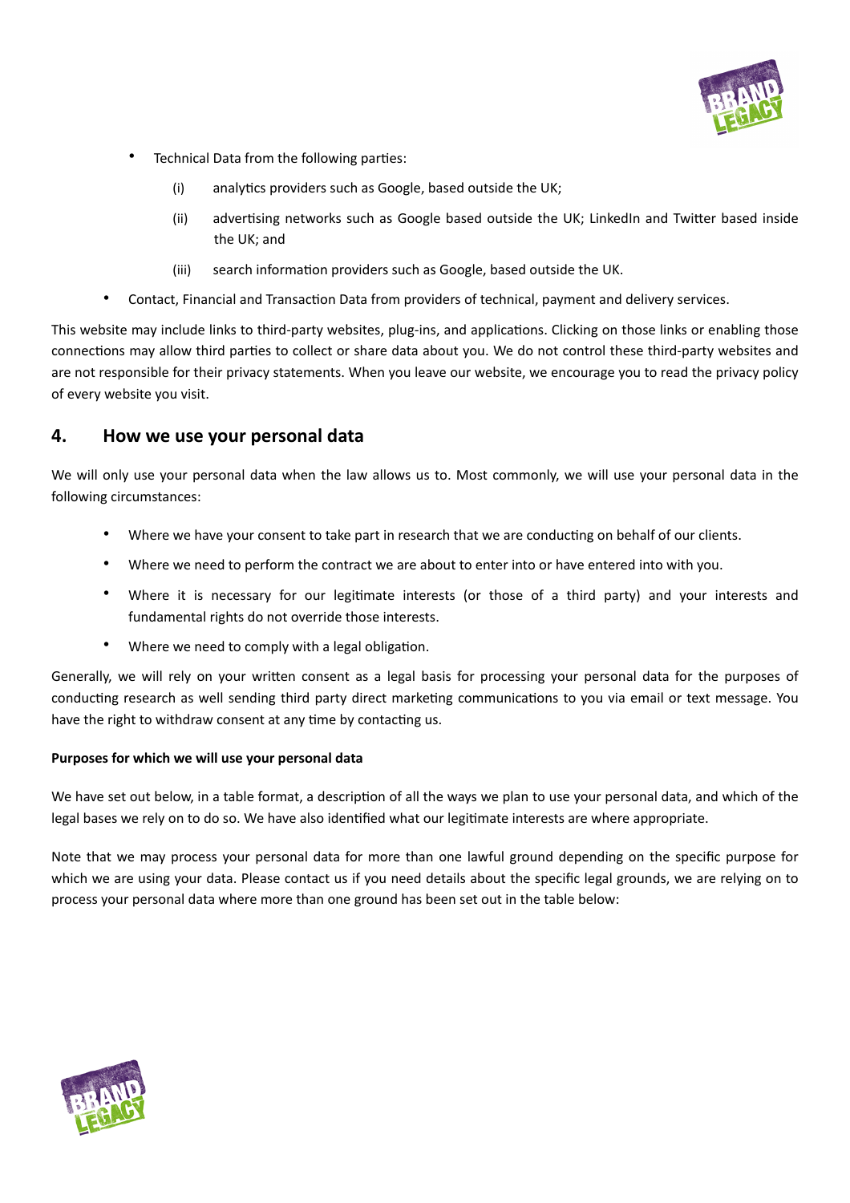- Technical Data from the following parties:
    - (i) analytics providers such as Google, based outside the UK;
    - (ii) advertising networks such as Google based outside the UK; LinkedIn and Twitter based inside the UK; and
    - (iii) search information providers such as Google, based outside the UK.
- Contact, Financial and Transaction Data from providers of technical, payment and delivery services.

This website may include links to third-party websites, plug-ins, and applications. Clicking on those links or enabling those connections may allow third parties to collect or share data about you. We do not control these third-party websites and are not responsible for their privacy statements. When you leave our website, we encourage you to read the privacy policy of every website you visit.

## 4. How we use your personal data

We will only use your personal data when the law allows us to. Most commonly, we will use your personal data in the following circumstances:

- Where we have your consent to take part in research that we are conducting on behalf of our clients.
- Where we need to perform the contract we are about to enter into or have entered into with you.
- Where it is necessary for our legitimate interests (or those of a third party) and your interests and fundamental rights do not override those interests.
- Where we need to comply with a legal obligation.

Generally, we will rely on your written consent as a legal basis for processing your personal data for the purposes of conducting research as well sending third party direct marketing communications to you via email or text message. You have the right to withdraw consent at any time by contacting us.

**Purposes for which we will use your personal data**

We have set out below, in a table format, a description of all the ways we plan to use your personal data, and which of the legal bases we rely on to do so. We have also identified what our legitimate interests are where appropriate.

Note that we may process your personal data for more than one lawful ground depending on the specific purpose for which we are using your data. Please contact us if you need details about the specific legal grounds, we are relying on to process your personal data where more than one ground has been set out in the table below: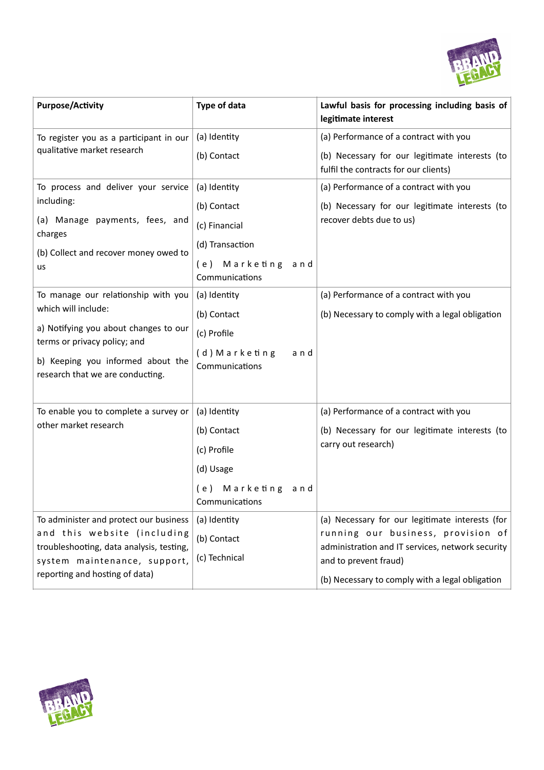| Purpose/Activity | Type of data | Lawful basis for processing including basis of legitimate interest |
|---|---|---|
| To register you as a participant in our qualitative market research | (a) Identity<br>(b) Contact | (a) Performance of a contract with you<br>(b) Necessary for our legitimate interests (to fulfil the contracts for our clients) |
| To process and deliver your service including:<br>(a) Manage payments, fees, and charges<br>(b) Collect and recover money owed to us | (a) Identity<br>(b) Contact<br>(c) Financial<br>(d) Transaction<br>(e) Marketing and Communications | (a) Performance of a contract with you<br>(b) Necessary for our legitimate interests (to recover debts due to us) |
| To manage our relationship with you which will include:<br>a) Notifying you about changes to our terms or privacy policy; and<br>b) Keeping you informed about the research that we are conducting. | (a) Identity<br>(b) Contact<br>(c) Profile<br>(d) Marketing and Communications | (a) Performance of a contract with you<br>(b) Necessary to comply with a legal obligation |
| To enable you to complete a survey or other market research | (a) Identity<br>(b) Contact<br>(c) Profile<br>(d) Usage<br>(e) Marketing and Communications | (a) Performance of a contract with you<br>(b) Necessary for our legitimate interests (to carry out research) |
| To administer and protect our business and this website (including troubleshooting, data analysis, testing, system maintenance, support, reporting and hosting of data) | (a) Identity<br>(b) Contact<br>(c) Technical | (a) Necessary for our legitimate interests (for running our business, provision of administration and IT services, network security and to prevent fraud)<br>(b) Necessary to comply with a legal obligation |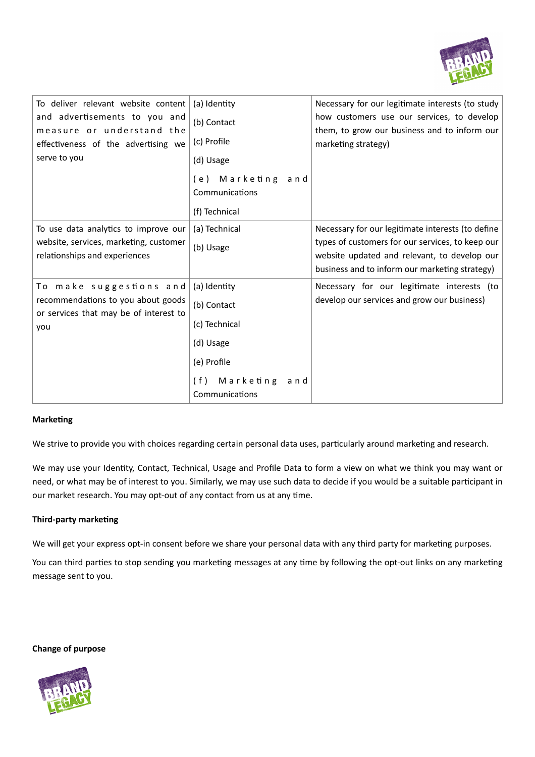| To deliver relevant website content and advertisements to you and measure or understand the effectiveness of the advertising we serve to you | (a) Identity<br>(b) Contact<br>(c) Profile<br>(d) Usage<br>(e) Marketing and Communications<br>(f) Technical | Necessary for our legitimate interests (to study how customers use our services, to develop them, to grow our business and to inform our marketing strategy) |
|---|---|---|
| To use data analytics to improve our website, services, marketing, customer relationships and experiences | (a) Technical<br>(b) Usage | Necessary for our legitimate interests (to define types of customers for our services, to keep our website updated and relevant, to develop our business and to inform our marketing strategy) |
| To make suggestions and recommendations to you about goods or services that may be of interest to you | (a) Identity<br>(b) Contact<br>(c) Technical<br>(d) Usage<br>(e) Profile<br>(f) Marketing and Communications | Necessary for our legitimate interests (to develop our services and grow our business) |

**Marketing**

We strive to provide you with choices regarding certain personal data uses, particularly around marketing and research.

We may use your Identity, Contact, Technical, Usage and Profile Data to form a view on what we think you may want or need, or what may be of interest to you. Similarly, we may use such data to decide if you would be a suitable participant in our market research. You may opt-out of any contact from us at any time.

**Third-party marketing**

We will get your express opt-in consent before we share your personal data with any third party for marketing purposes.

You can third parties to stop sending you marketing messages at any time by following the opt-out links on any marketing message sent to you.

**Change of purpose**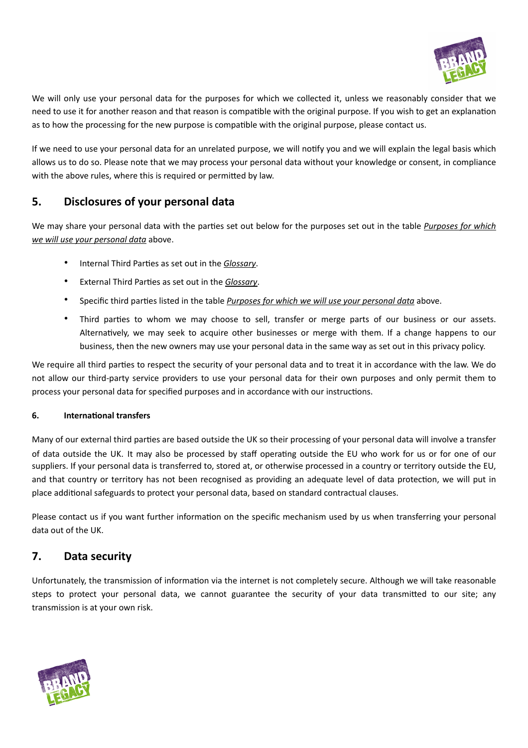We will only use your personal data for the purposes for which we collected it, unless we reasonably consider that we need to use it for another reason and that reason is compatible with the original purpose. If you wish to get an explanation as to how the processing for the new purpose is compatible with the original purpose, please contact us.

If we need to use your personal data for an unrelated purpose, we will notify you and we will explain the legal basis which allows us to do so. Please note that we may process your personal data without your knowledge or consent, in compliance with the above rules, where this is required or permitted by law.

## 5. Disclosures of your personal data

We may share your personal data with the parties set out below for the purposes set out in the table *Purposes for which we will use your personal data* above.

- Internal Third Parties as set out in the *Glossary*.
- External Third Parties as set out in the *Glossary*.
- Specific third parties listed in the table *Purposes for which we will use your personal data* above.
- Third parties to whom we may choose to sell, transfer or merge parts of our business or our assets. Alternatively, we may seek to acquire other businesses or merge with them. If a change happens to our business, then the new owners may use your personal data in the same way as set out in this privacy policy.

We require all third parties to respect the security of your personal data and to treat it in accordance with the law. We do not allow our third-party service providers to use your personal data for their own purposes and only permit them to process your personal data for specified purposes and in accordance with our instructions.

#### 6. International transfers

Many of our external third parties are based outside the UK so their processing of your personal data will involve a transfer of data outside the UK. It may also be processed by staff operating outside the EU who work for us or for one of our suppliers. If your personal data is transferred to, stored at, or otherwise processed in a country or territory outside the EU, and that country or territory has not been recognised as providing an adequate level of data protection, we will put in place additional safeguards to protect your personal data, based on standard contractual clauses.

Please contact us if you want further information on the specific mechanism used by us when transferring your personal data out of the UK.

## 7. Data security

Unfortunately, the transmission of information via the internet is not completely secure. Although we will take reasonable steps to protect your personal data, we cannot guarantee the security of your data transmitted to our site; any transmission is at your own risk.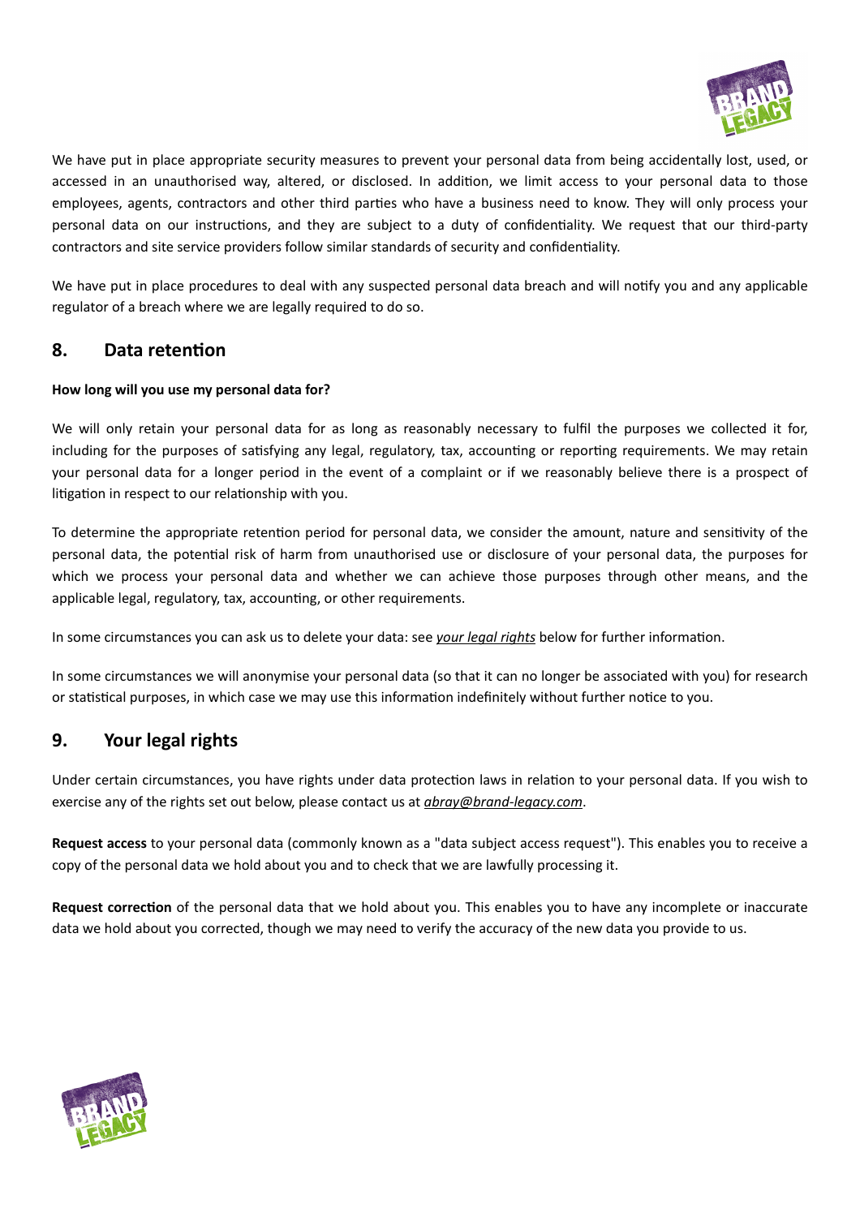We have put in place appropriate security measures to prevent your personal data from being accidentally lost, used, or accessed in an unauthorised way, altered, or disclosed. In addition, we limit access to your personal data to those employees, agents, contractors and other third parties who have a business need to know. They will only process your personal data on our instructions, and they are subject to a duty of confidentiality. We request that our third-party contractors and site service providers follow similar standards of security and confidentiality.

We have put in place procedures to deal with any suspected personal data breach and will notify you and any applicable regulator of a breach where we are legally required to do so.

## 8. Data retention

**How long will you use my personal data for?**

We will only retain your personal data for as long as reasonably necessary to fulfil the purposes we collected it for, including for the purposes of satisfying any legal, regulatory, tax, accounting or reporting requirements. We may retain your personal data for a longer period in the event of a complaint or if we reasonably believe there is a prospect of litigation in respect to our relationship with you.

To determine the appropriate retention period for personal data, we consider the amount, nature and sensitivity of the personal data, the potential risk of harm from unauthorised use or disclosure of your personal data, the purposes for which we process your personal data and whether we can achieve those purposes through other means, and the applicable legal, regulatory, tax, accounting, or other requirements.

In some circumstances you can ask us to delete your data: see *your legal rights* below for further information.

In some circumstances we will anonymise your personal data (so that it can no longer be associated with you) for research or statistical purposes, in which case we may use this information indefinitely without further notice to you.

## 9. Your legal rights

Under certain circumstances, you have rights under data protection laws in relation to your personal data. If you wish to exercise any of the rights set out below, please contact us at *abray@brand-legacy.com*.

**Request access** to your personal data (commonly known as a "data subject access request"). This enables you to receive a copy of the personal data we hold about you and to check that we are lawfully processing it.

**Request correction** of the personal data that we hold about you. This enables you to have any incomplete or inaccurate data we hold about you corrected, though we may need to verify the accuracy of the new data you provide to us.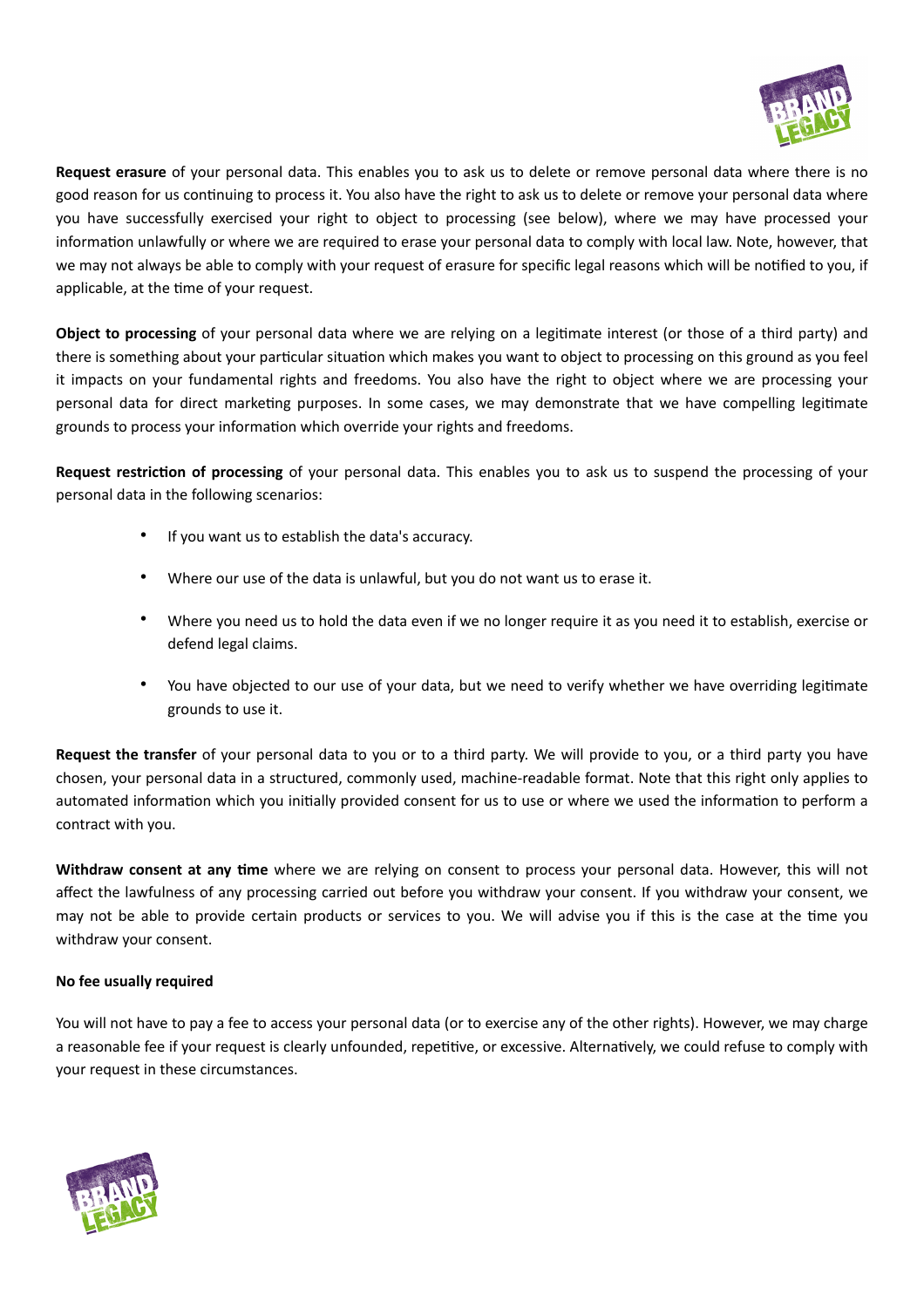**Request erasure** of your personal data. This enables you to ask us to delete or remove personal data where there is no good reason for us continuing to process it. You also have the right to ask us to delete or remove your personal data where you have successfully exercised your right to object to processing (see below), where we may have processed your information unlawfully or where we are required to erase your personal data to comply with local law. Note, however, that we may not always be able to comply with your request of erasure for specific legal reasons which will be notified to you, if applicable, at the time of your request.

**Object to processing** of your personal data where we are relying on a legitimate interest (or those of a third party) and there is something about your particular situation which makes you want to object to processing on this ground as you feel it impacts on your fundamental rights and freedoms. You also have the right to object where we are processing your personal data for direct marketing purposes. In some cases, we may demonstrate that we have compelling legitimate grounds to process your information which override your rights and freedoms.

**Request restriction of processing** of your personal data. This enables you to ask us to suspend the processing of your personal data in the following scenarios:

- If you want us to establish the data's accuracy.
- Where our use of the data is unlawful, but you do not want us to erase it.
- Where you need us to hold the data even if we no longer require it as you need it to establish, exercise or defend legal claims.
- You have objected to our use of your data, but we need to verify whether we have overriding legitimate grounds to use it.

**Request the transfer** of your personal data to you or to a third party. We will provide to you, or a third party you have chosen, your personal data in a structured, commonly used, machine-readable format. Note that this right only applies to automated information which you initially provided consent for us to use or where we used the information to perform a contract with you.

**Withdraw consent at any time** where we are relying on consent to process your personal data. However, this will not affect the lawfulness of any processing carried out before you withdraw your consent. If you withdraw your consent, we may not be able to provide certain products or services to you. We will advise you if this is the case at the time you withdraw your consent.

**No fee usually required**

You will not have to pay a fee to access your personal data (or to exercise any of the other rights). However, we may charge a reasonable fee if your request is clearly unfounded, repetitive, or excessive. Alternatively, we could refuse to comply with your request in these circumstances.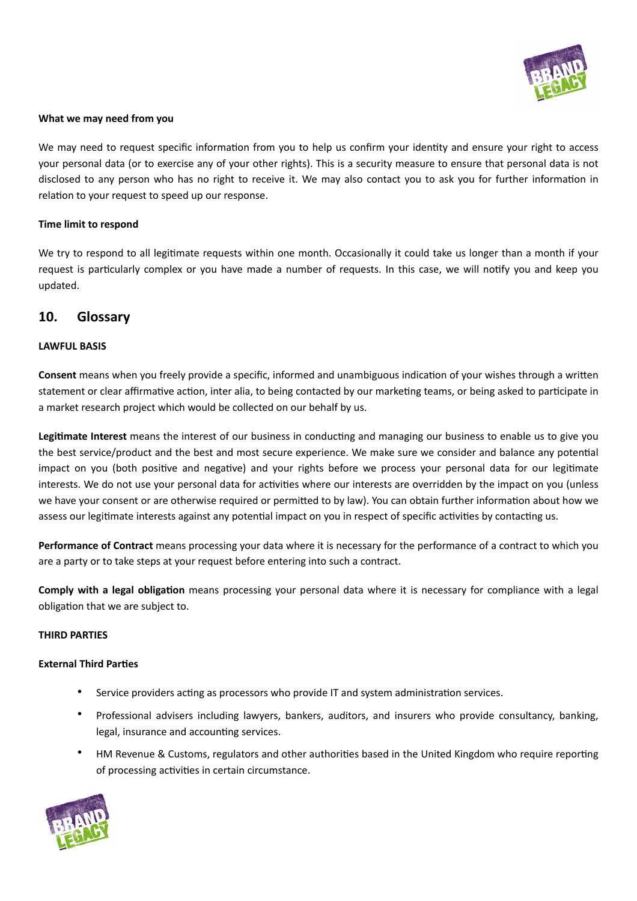**What we may need from you**

We may need to request specific information from you to help us confirm your identity and ensure your right to access your personal data (or to exercise any of your other rights). This is a security measure to ensure that personal data is not disclosed to any person who has no right to receive it. We may also contact you to ask you for further information in relation to your request to speed up our response.

**Time limit to respond**

We try to respond to all legitimate requests within one month. Occasionally it could take us longer than a month if your request is particularly complex or you have made a number of requests. In this case, we will notify you and keep you updated.

## 10. Glossary

**LAWFUL BASIS**

**Consent** means when you freely provide a specific, informed and unambiguous indication of your wishes through a written statement or clear affirmative action, inter alia, to being contacted by our marketing teams, or being asked to participate in a market research project which would be collected on our behalf by us.

**Legitimate Interest** means the interest of our business in conducting and managing our business to enable us to give you the best service/product and the best and most secure experience. We make sure we consider and balance any potential impact on you (both positive and negative) and your rights before we process your personal data for our legitimate interests. We do not use your personal data for activities where our interests are overridden by the impact on you (unless we have your consent or are otherwise required or permitted to by law). You can obtain further information about how we assess our legitimate interests against any potential impact on you in respect of specific activities by contacting us.

**Performance of Contract** means processing your data where it is necessary for the performance of a contract to which you are a party or to take steps at your request before entering into such a contract.

**Comply with a legal obligation** means processing your personal data where it is necessary for compliance with a legal obligation that we are subject to.

**THIRD PARTIES**

**External Third Parties**

- Service providers acting as processors who provide IT and system administration services.
- Professional advisers including lawyers, bankers, auditors, and insurers who provide consultancy, banking, legal, insurance and accounting services.
- HM Revenue & Customs, regulators and other authorities based in the United Kingdom who require reporting of processing activities in certain circumstance.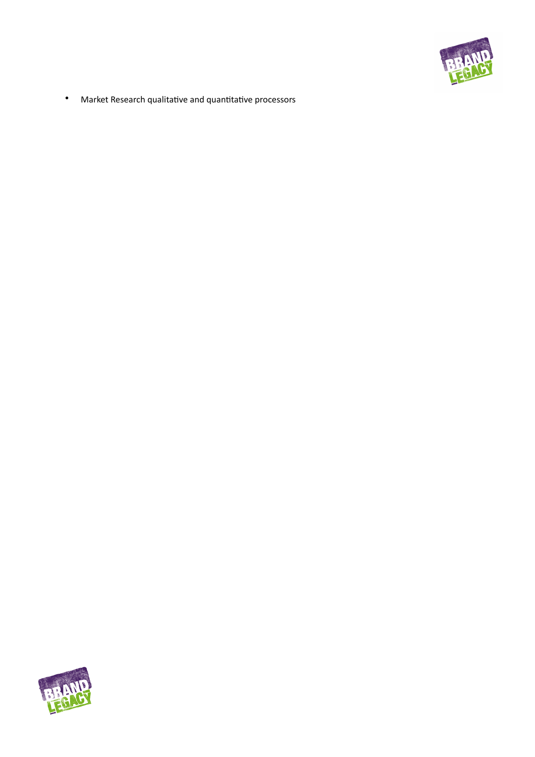- Market Research qualitative and quantitative processors